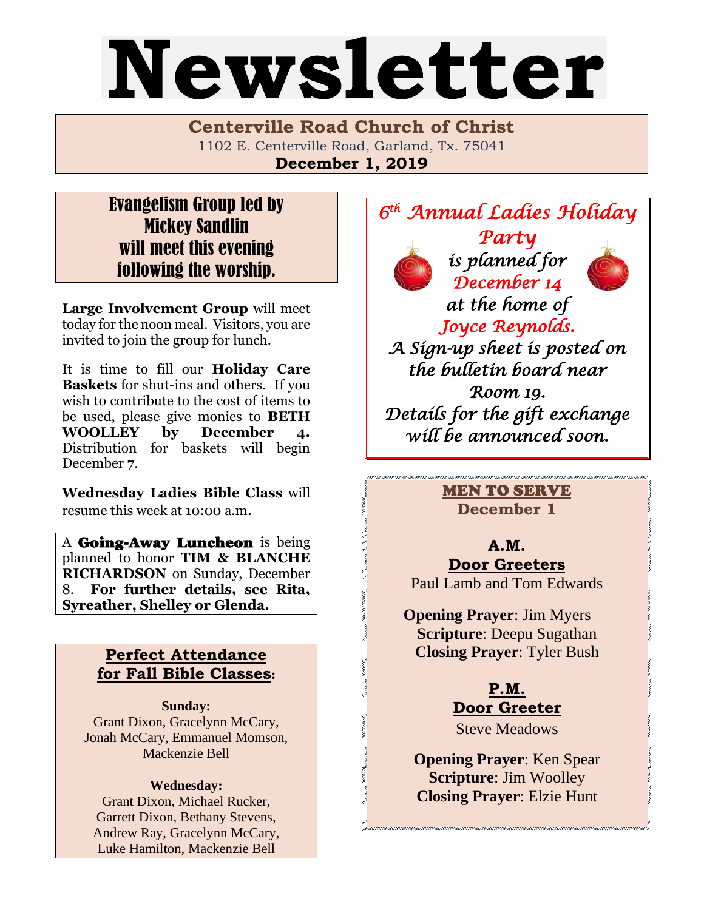# Newsletter

**Centerville Road Church of Christ**
1102 E. Centerville Road, Garland, Tx. 75041
**December 1, 2019**

## Evangelism Group led by Mickey Sandlin will meet this evening following the worship.

**Large Involvement Group** will meet today for the noon meal. Visitors, you are invited to join the group for lunch.

It is time to fill our **Holiday Care Baskets** for shut-ins and others. If you wish to contribute to the cost of items to be used, please give monies to **BETH WOOLLEY by December 4.** Distribution for baskets will begin December 7.

**Wednesday Ladies Bible Class** will resume this week at 10:00 a.m.

A **Going-Away Luncheon** is being planned to honor **TIM & BLANCHE RICHARDSON** on Sunday, December 8. **For further details, see Rita, Syreather, Shelley or Glenda.**

### Perfect Attendance for Fall Bible Classes:

**Sunday:**
Grant Dixon, Gracelynn McCary, Jonah McCary, Emmanuel Momson, Mackenzie Bell

**Wednesday:**
Grant Dixon, Michael Rucker, Garrett Dixon, Bethany Stevens, Andrew Ray, Gracelynn McCary, Luke Hamilton, Mackenzie Bell

*6th Annual Ladies Holiday Party is planned for December 14 at the home of Joyce Reynolds. A Sign-up sheet is posted on the bulletin board near Room 19. Details for the gift exchange will be announced soon.*

### MEN TO SERVE
**December 1**

**A.M.**
**Door Greeters**
Paul Lamb and Tom Edwards

**Opening Prayer**: Jim Myers
**Scripture**: Deepu Sugathan
**Closing Prayer**: Tyler Bush

**P.M.**
**Door Greeter**
Steve Meadows

**Opening Prayer**: Ken Spear
**Scripture**: Jim Woolley
**Closing Prayer**: Elzie Hunt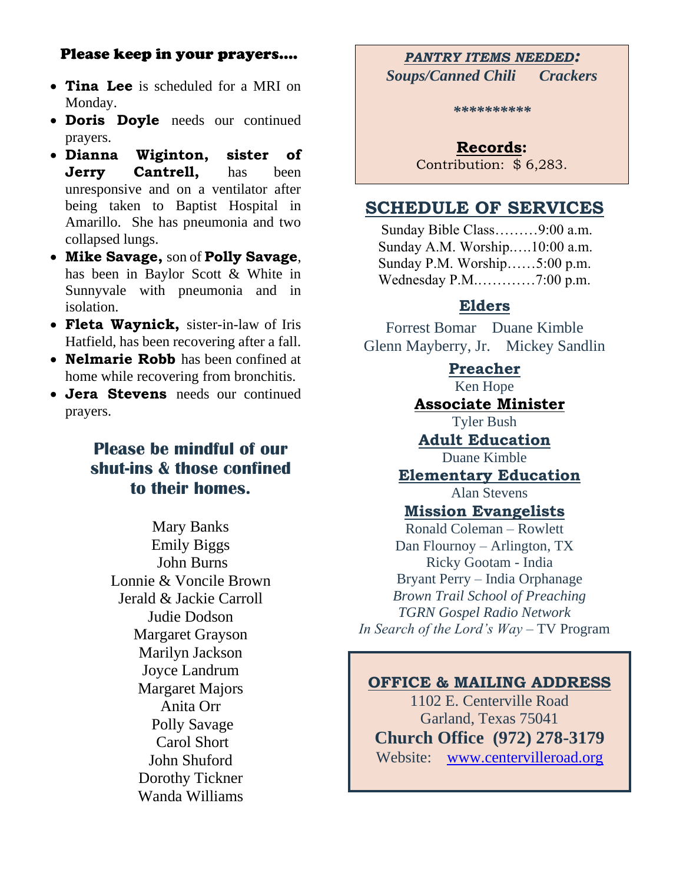## Please keep in your prayers….

- **Tina Lee** is scheduled for a MRI on Monday.
- **Doris Doyle** needs our continued prayers.
- **Dianna Wiginton, sister of Jerry Cantrell,** has been unresponsive and on a ventilator after being taken to Baptist Hospital in Amarillo. She has pneumonia and two collapsed lungs.
- **Mike Savage,** son of **Polly Savage**, has been in Baylor Scott & White in Sunnyvale with pneumonia and in isolation.
- **Fleta Waynick,** sister-in-law of Iris Hatfield, has been recovering after a fall.
- **Nelmarie Robb** has been confined at home while recovering from bronchitis.
- **Jera Stevens** needs our continued prayers.

## Please be mindful of our shut-ins & those confined to their homes.

Mary Banks
Emily Biggs
John Burns
Lonnie & Voncile Brown
Jerald & Jackie Carroll
Judie Dodson
Margaret Grayson
Marilyn Jackson
Joyce Landrum
Margaret Majors
Anita Orr
Polly Savage
Carol Short
John Shuford
Dorothy Tickner
Wanda Williams

***PANTRY ITEMS NEEDED:***
***Soups/Canned Chili  Crackers***

**********

**Records:**
Contribution: $ 6,283.

## SCHEDULE OF SERVICES

Sunday Bible Class………9:00 a.m.
Sunday A.M. Worship.….10:00 a.m.
Sunday P.M. Worship……5:00 p.m.
Wednesday P.M.…………7:00 p.m.

### Elders

Forrest Bomar  Duane Kimble
Glenn Mayberry, Jr.  Mickey Sandlin

### Preacher

Ken Hope

### Associate Minister

Tyler Bush

### Adult Education

Duane Kimble

### Elementary Education

Alan Stevens

### Mission Evangelists

Ronald Coleman – Rowlett
Dan Flournoy – Arlington, TX
Ricky Gootam - India
Bryant Perry – India Orphanage
*Brown Trail School of Preaching*
*TGRN Gospel Radio Network*
*In Search of the Lord's Way* – TV Program

### OFFICE & MAILING ADDRESS

1102 E. Centerville Road
Garland, Texas 75041
**Church Office (972) 278-3179**
Website: www.centervilleroad.org